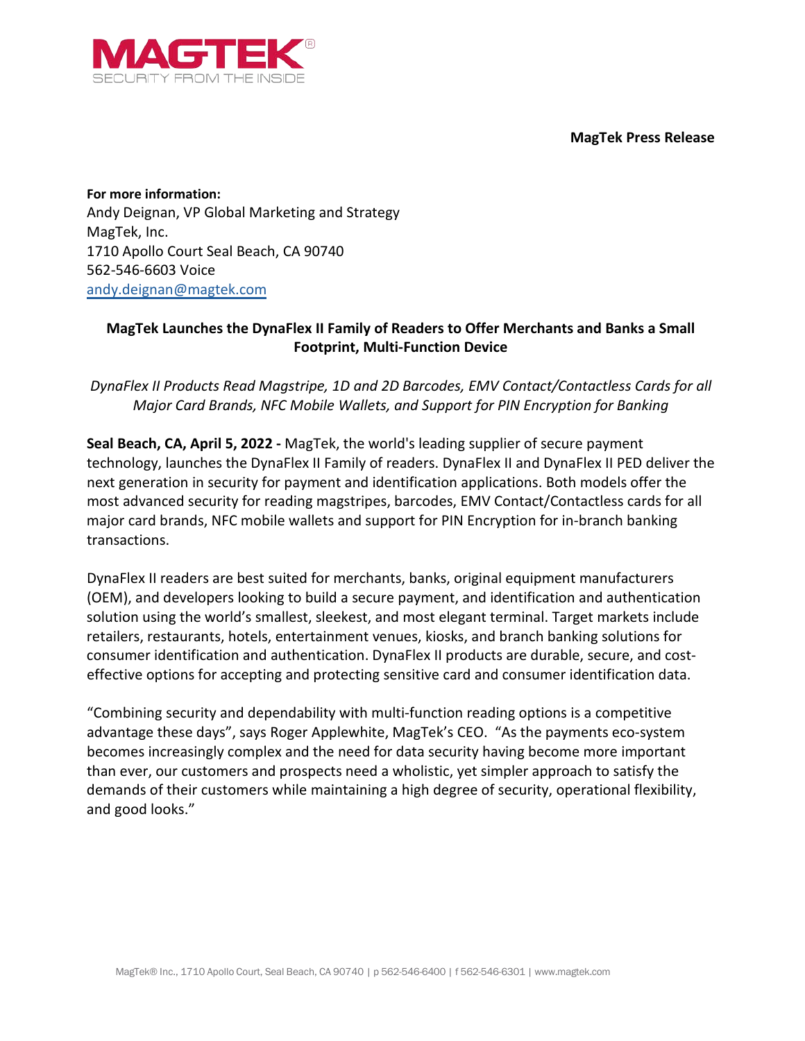**MagTek Press Release**

**For more information:**
Andy Deignan, VP Global Marketing and Strategy
MagTek, Inc.
1710 Apollo Court Seal Beach, CA 90740
562-546-6603 Voice
andy.deignan@magtek.com

# MagTek Launches the DynaFlex II Family of Readers to Offer Merchants and Banks a Small Footprint, Multi-Function Device

*DynaFlex II Products Read Magstripe, 1D and 2D Barcodes, EMV Contact/Contactless Cards for all Major Card Brands, NFC Mobile Wallets, and Support for PIN Encryption for Banking*

**Seal Beach, CA, April 5, 2022 -** MagTek, the world's leading supplier of secure payment technology, launches the DynaFlex II Family of readers. DynaFlex II and DynaFlex II PED deliver the next generation in security for payment and identification applications. Both models offer the most advanced security for reading magstripes, barcodes, EMV Contact/Contactless cards for all major card brands, NFC mobile wallets and support for PIN Encryption for in-branch banking transactions.

DynaFlex II readers are best suited for merchants, banks, original equipment manufacturers (OEM), and developers looking to build a secure payment, and identification and authentication solution using the world's smallest, sleekest, and most elegant terminal. Target markets include retailers, restaurants, hotels, entertainment venues, kiosks, and branch banking solutions for consumer identification and authentication. DynaFlex II products are durable, secure, and cost-effective options for accepting and protecting sensitive card and consumer identification data.

"Combining security and dependability with multi-function reading options is a competitive advantage these days", says Roger Applewhite, MagTek's CEO. "As the payments eco-system becomes increasingly complex and the need for data security having become more important than ever, our customers and prospects need a wholistic, yet simpler approach to satisfy the demands of their customers while maintaining a high degree of security, operational flexibility, and good looks."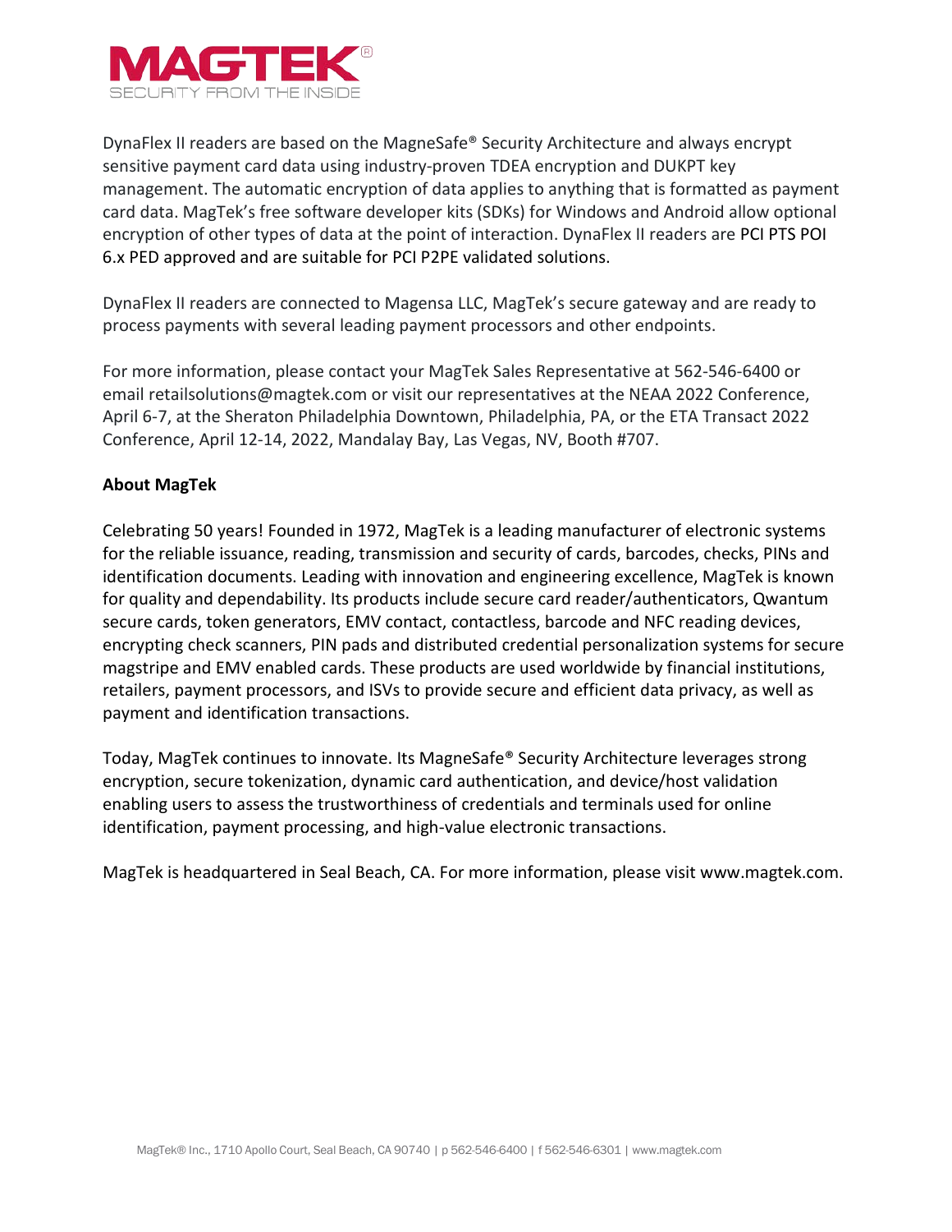DynaFlex II readers are based on the MagneSafe® Security Architecture and always encrypt sensitive payment card data using industry-proven TDEA encryption and DUKPT key management. The automatic encryption of data applies to anything that is formatted as payment card data. MagTek's free software developer kits (SDKs) for Windows and Android allow optional encryption of other types of data at the point of interaction. DynaFlex II readers are PCI PTS POI 6.x PED approved and are suitable for PCI P2PE validated solutions.

DynaFlex II readers are connected to Magensa LLC, MagTek's secure gateway and are ready to process payments with several leading payment processors and other endpoints.

For more information, please contact your MagTek Sales Representative at 562-546-6400 or email retailsolutions@magtek.com or visit our representatives at the NEAA 2022 Conference, April 6-7, at the Sheraton Philadelphia Downtown, Philadelphia, PA, or the ETA Transact 2022 Conference, April 12-14, 2022, Mandalay Bay, Las Vegas, NV, Booth #707.

**About MagTek**

Celebrating 50 years! Founded in 1972, MagTek is a leading manufacturer of electronic systems for the reliable issuance, reading, transmission and security of cards, barcodes, checks, PINs and identification documents. Leading with innovation and engineering excellence, MagTek is known for quality and dependability. Its products include secure card reader/authenticators, Qwantum secure cards, token generators, EMV contact, contactless, barcode and NFC reading devices, encrypting check scanners, PIN pads and distributed credential personalization systems for secure magstripe and EMV enabled cards. These products are used worldwide by financial institutions, retailers, payment processors, and ISVs to provide secure and efficient data privacy, as well as payment and identification transactions.

Today, MagTek continues to innovate. Its MagneSafe® Security Architecture leverages strong encryption, secure tokenization, dynamic card authentication, and device/host validation enabling users to assess the trustworthiness of credentials and terminals used for online identification, payment processing, and high-value electronic transactions.

MagTek is headquartered in Seal Beach, CA. For more information, please visit www.magtek.com.